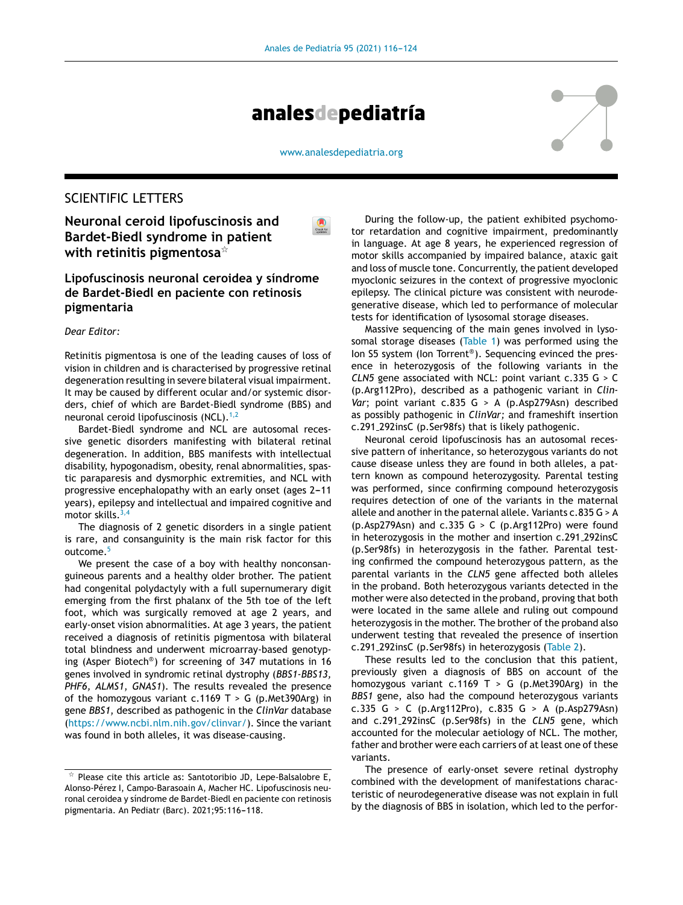# SCIENTIFIC LETTERS

## Neuronal ceroid lipofuscinosis and Bardet-Biedl syndrome in patient with retinitis pigmentosa☆

## Lipofuscinosis neuronal ceroidea y síndrome de Bardet-Biedl en paciente con retinosis pigmentaria

*Dear Editor:*

Retinitis pigmentosa is one of the leading causes of loss of vision in children and is characterised by progressive retinal degeneration resulting in severe bilateral visual impairment. It may be caused by different ocular and/or systemic disorders, chief of which are Bardet-Biedl syndrome (BBS) and neuronal ceroid lipofuscinosis (NCL).[1,2]

Bardet-Biedl syndrome and NCL are autosomal recessive genetic disorders manifesting with bilateral retinal degeneration. In addition, BBS manifests with intellectual disability, hypogonadism, obesity, renal abnormalities, spastic paraparesis and dysmorphic extremities, and NCL with progressive encephalopathy with an early onset (ages 2–11 years), epilepsy and intellectual and impaired cognitive and motor skills.[3,4]

The diagnosis of 2 genetic disorders in a single patient is rare, and consanguinity is the main risk factor for this outcome.[5]

We present the case of a boy with healthy nonconsanguineous parents and a healthy older brother. The patient had congenital polydactyly with a full supernumerary digit emerging from the first phalanx of the 5th toe of the left foot, which was surgically removed at age 2 years, and early-onset vision abnormalities. At age 3 years, the patient received a diagnosis of retinitis pigmentosa with bilateral total blindness and underwent microarray-based genotyping (Asper Biotech®) for screening of 347 mutations in 16 genes involved in syndromic retinal dystrophy (*BBS1-BBS13, PHF6, ALMS1, GNAS1*). The results revealed the presence of the homozygous variant c.1169 T > G (p.Met390Arg) in gene *BBS1*, described as pathogenic in the *ClinVar* database (https://www.ncbi.nlm.nih.gov/clinvar/). Since the variant was found in both alleles, it was disease-causing.

During the follow-up, the patient exhibited psychomotor retardation and cognitive impairment, predominantly in language. At age 8 years, he experienced regression of motor skills accompanied by impaired balance, ataxic gait and loss of muscle tone. Concurrently, the patient developed myoclonic seizures in the context of progressive myoclonic epilepsy. The clinical picture was consistent with neurodegenerative disease, which led to performance of molecular tests for identification of lysosomal storage diseases.

Massive sequencing of the main genes involved in lysosomal storage diseases (Table 1) was performed using the Ion S5 system (Ion Torrent®). Sequencing evinced the presence in heterozygosis of the following variants in the *CLN5* gene associated with NCL: point variant c.335 G > C (p.Arg112Pro), described as a pathogenic variant in *ClinVar*; point variant c.835 G > A (p.Asp279Asn) described as possibly pathogenic in *ClinVar;* and frameshift insertion c.291_292insC (p.Ser98fs) that is likely pathogenic.

Neuronal ceroid lipofuscinosis has an autosomal recessive pattern of inheritance, so heterozygous variants do not cause disease unless they are found in both alleles, a pattern known as compound heterozygosity. Parental testing was performed, since confirming compound heterozygosity requires detection of one of the variants in the maternal allele and another in the paternal allele. Variants c.835 G > A (p.Asp279Asn) and c.335 G > C (p.Arg112Pro) were found in heterozygosis in the mother and insertion c.291_292insC (p.Ser98fs) in heterozygosis in the father. Parental testing confirmed the compound heterozygous pattern, as the parental variants in the *CLN5* gene affected both alleles in the proband. Both heterozygous variants detected in the mother were also detected in the proband, proving that both were located in the same allele and ruling out compound heterozygosis in the mother. The brother of the proband also underwent testing that revealed the presence of insertion c.291_292insC (p.Ser98fs) in heterozygosis (Table 2).

These results led to the conclusion that this patient, previously given a diagnosis of BBS on account of the homozygous variant c.1169 T > G (p.Met390Arg) in the *BBS1* gene, also had the compound heterozygous variants c.335 G > C (p.Arg112Pro), c.835 G > A (p.Asp279Asn) and c.291_292insC (p.Ser98fs) in the *CLN5* gene, which accounted for the molecular aetiology of NCL. The mother, father and brother were each carriers of at least one of these variants.

The presence of early-onset severe retinal dystrophy combined with the development of manifestations characteristic of neurodegenerative disease was not explain in full by the diagnosis of BBS in isolation, which led to the perfor-

☆ Please cite this article as: Santotoribio JD, Lepe-Balsalobre E, Alonso-Pérez I, Campo-Barasoain A, Macher HC. Lipofuscinosis neuronal ceroidea y síndrome de Bardet-Biedl en paciente con retinosis pigmentaria. An Pediatr (Barc). 2021;95:116–118.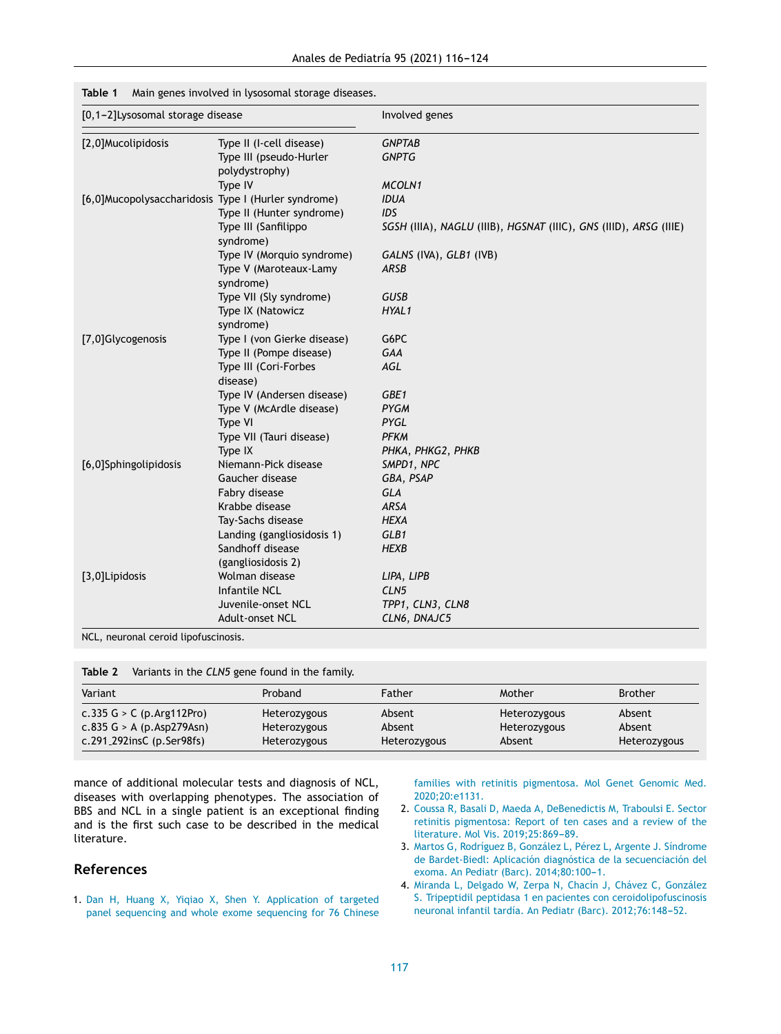**Table 1** Main genes involved in lysosomal storage diseases.

| Lysosomal storage disease | | Involved genes |
|---|---|---|
| Mucolipidosis | Type II (I-cell disease) | *GNPTAB* |
| | Type III (pseudo-Hurler polydystrophy) | *GNPTG* |
| | Type IV | *MCOLN1* |
| Mucopolysaccharidosis | Type I (Hurler syndrome) | *IDUA* |
| | Type II (Hunter syndrome) | *IDS* |
| | Type III (Sanfilippo syndrome) | *SGSH* (IIIA), *NAGLU* (IIIB), *HGSNAT* (IIIC), *GNS* (IIID), *ARSG* (IIIE) |
| | Type IV (Morquio syndrome) | *GALNS* (IVA), *GLB1* (IVB) |
| | Type V (Maroteaux-Lamy syndrome) | *ARSB* |
| | Type VII (Sly syndrome) | *GUSB* |
| | Type IX (Natowicz syndrome) | *HYAL1* |
| Glycogenosis | Type I (von Gierke disease) | G6PC |
| | Type II (Pompe disease) | *GAA* |
| | Type III (Cori-Forbes disease) | *AGL* |
| | Type IV (Andersen disease) | *GBE1* |
| | Type V (McArdle disease) | *PYGM* |
| | Type VI | *PYGL* |
| | Type VII (Tauri disease) | *PFKM* |
| | Type IX | *PHKA*, *PHKG2*, *PHKB* |
| Sphingolipidosis | Niemann-Pick disease | *SMPD1*, *NPC* |
| | Gaucher disease | *GBA*, *PSAP* |
| | Fabry disease | *GLA* |
| | Krabbe disease | *ARSA* |
| | Tay-Sachs disease | *HEXA* |
| | Landing (gangliosidosis 1) | *GLB1* |
| | Sandhoff disease (gangliosidosis 2) | *HEXB* |
| Lipidosis | Wolman disease | *LIPA*, *LIPB* |
| | Infantile NCL | *CLN5* |
| | Juvenile-onset NCL | *TPP1*, *CLN3*, *CLN8* |
| | Adult-onset NCL | *CLN6*, *DNAJC5* |

NCL, neuronal ceroid lipofuscinosis.

**Table 2** Variants in the *CLN5* gene found in the family.

| Variant | Proband | Father | Mother | Brother |
|---|---|---|---|---|
| c.335 G > C (p.Arg112Pro) | Heterozygous | Absent | Heterozygous | Absent |
| c.835 G > A (p.Asp279Asn) | Heterozygous | Absent | Heterozygous | Absent |
| c.291_292insC (p.Ser98fs) | Heterozygous | Heterozygous | Absent | Heterozygous |

mance of additional molecular tests and diagnosis of NCL, diseases with overlapping phenotypes. The association of BBS and NCL in a single patient is an exceptional finding and is the first such case to be described in the medical literature.

## References

1. Dan H, Huang X, Yiqiao X, Shen Y. Application of targeted panel sequencing and whole exome sequencing for 76 Chinese families with retinitis pigmentosa. Mol Genet Genomic Med. 2020;20:e1131.
2. Coussa R, Basali D, Maeda A, DeBenedictis M, Traboulsi E. Sector retinitis pigmentosa: Report of ten cases and a review of the literature. Mol Vis. 2019;25:869–89.
3. Martos G, Rodríguez B, González L, Pérez L, Argente J. Síndrome de Bardet-Biedl: Aplicación diagnóstica de la secuenciación del exoma. An Pediatr (Barc). 2014;80:100–1.
4. Miranda L, Delgado W, Zerpa N, Chacín J, Chávez C, González S. Tripeptidil peptidasa 1 en pacientes con ceroidolipofuscinosis neuronal infantil tardía. An Pediatr (Barc). 2012;76:148–52.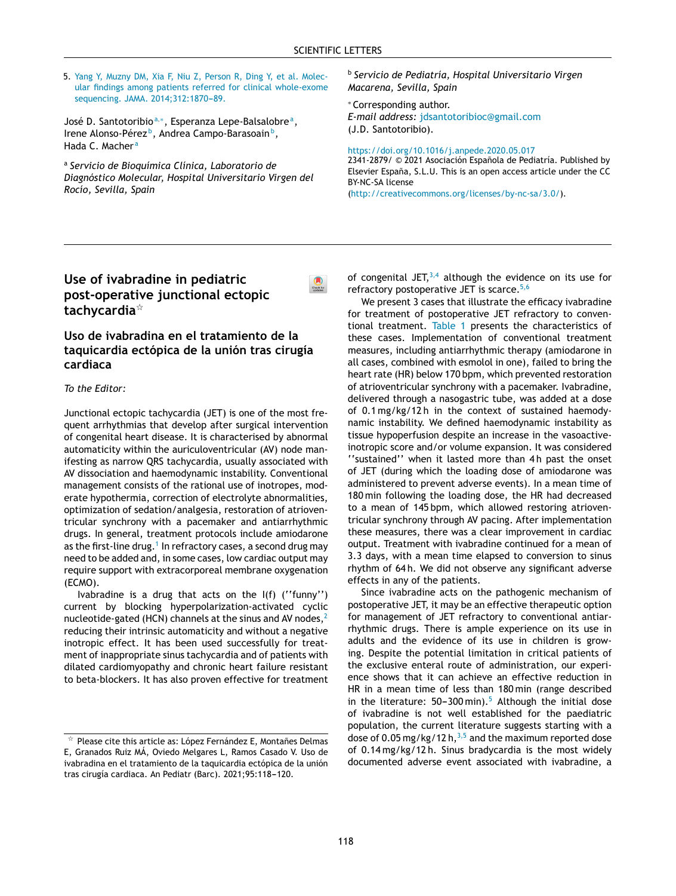5. Yang Y, Muzny DM, Xia F, Niu Z, Person R, Ding Y, et al. Molecular findings among patients referred for clinical whole-exome sequencing. JAMA. 2014;312:1870–89.

José D. Santotoribio[a,*], Esperanza Lepe-Balsalobre[a], Irene Alonso-Pérez[b], Andrea Campo-Barasoain[b], Hada C. Macher[a]

[a] *Servicio de Bioquímica Clínica, Laboratorio de Diagnóstico Molecular, Hospital Universitario Virgen del Rocío, Sevilla, Spain*

[b] *Servicio de Pediatría, Hospital Universitario Virgen Macarena, Sevilla, Spain*

* Corresponding author.
*E-mail address:* jdsantotoribioc@gmail.com
(J.D. Santotoribio).

https://doi.org/10.1016/j.anpede.2020.05.017
2341-2879/ © 2021 Asociación Española de Pediatría. Published by Elsevier España, S.L.U. This is an open access article under the CC BY-NC-SA license (http://creativecommons.org/licenses/by-nc-sa/3.0/).

---

# Use of ivabradine in pediatric post-operative junctional ectopic tachycardia☆

## Uso de ivabradina en el tratamiento de la taquicardia ectópica de la unión tras cirugía cardiaca

*To the Editor:*

Junctional ectopic tachycardia (JET) is one of the most frequent arrhythmias that develop after surgical intervention of congenital heart disease. It is characterised by abnormal automaticity within the auriculoventricular (AV) node manifesting as narrow QRS tachycardia, usually associated with AV dissociation and haemodynamic instability. Conventional management consists of the rational use of inotropes, moderate hypothermia, correction of electrolyte abnormalities, optimization of sedation/analgesia, restoration of atrioventricular synchrony with a pacemaker and antiarrhythmic drugs. In general, treatment protocols include amiodarone as the first-line drug.[1] In refractory cases, a second drug may need to be added and, in some cases, low cardiac output may require support with extracorporeal membrane oxygenation (ECMO).

Ivabradine is a drug that acts on the I(f) (''funny'') current by blocking hyperpolarization-activated cyclic nucleotide-gated (HCN) channels at the sinus and AV nodes,[2] reducing their intrinsic automaticity and without a negative inotropic effect. It has been used successfully for treatment of inappropriate sinus tachycardia and of patients with dilated cardiomyopathy and chronic heart failure resistant to beta-blockers. It has also proven effective for treatment of congenital JET,[3,4] although the evidence on its use for refractory postoperative JET is scarce.[5,6]

We present 3 cases that illustrate the efficacy ivabradine for treatment of postoperative JET refractory to conventional treatment. Table 1 presents the characteristics of these cases. Implementation of conventional treatment measures, including antiarrhythmic therapy (amiodarone in all cases, combined with esmolol in one), failed to bring the heart rate (HR) below 170 bpm, which prevented restoration of atrioventricular synchrony with a pacemaker. Ivabradine, delivered through a nasogastric tube, was added at a dose of 0.1 mg/kg/12 h in the context of sustained haemodynamic instability. We defined haemodynamic instability as tissue hypoperfusion despite an increase in the vasoactive-inotropic score and/or volume expansion. It was considered ''sustained'' when it lasted more than 4 h past the onset of JET (during which the loading dose of amiodarone was administered to prevent adverse events). In a mean time of 180 min following the loading dose, the HR had decreased to a mean of 145 bpm, which allowed restoring atrioventricular synchrony through AV pacing. After implementation these measures, there was a clear improvement in cardiac output. Treatment with ivabradine continued for a mean of 3.3 days, with a mean time elapsed to conversion to sinus rhythm of 64 h. We did not observe any significant adverse effects in any of the patients.

Since ivabradine acts on the pathogenic mechanism of postoperative JET, it may be an effective therapeutic option for management of JET refractory to conventional antiarrhythmic drugs. There is ample experience on its use in adults and the evidence of its use in children is growing. Despite the potential limitation in critical patients of the exclusive enteral route of administration, our experience shows that it can achieve an effective reduction in HR in a mean time of less than 180 min (range described in the literature: 50–300 min).[5] Although the initial dose of ivabradine is not well established for the paediatric population, the current literature suggests starting with a dose of 0.05 mg/kg/12 h,[3,5] and the maximum reported dose of 0.14 mg/kg/12 h. Sinus bradycardia is the most widely documented adverse event associated with ivabradine, a

☆ Please cite this article as: López Fernández E, Montañes Delmas E, Granados Ruiz MÁ, Oviedo Melgares L, Ramos Casado V. Uso de ivabradina en el tratamiento de la taquicardia ectópica de la unión tras cirugía cardiaca. An Pediatr (Barc). 2021;95:118–120.